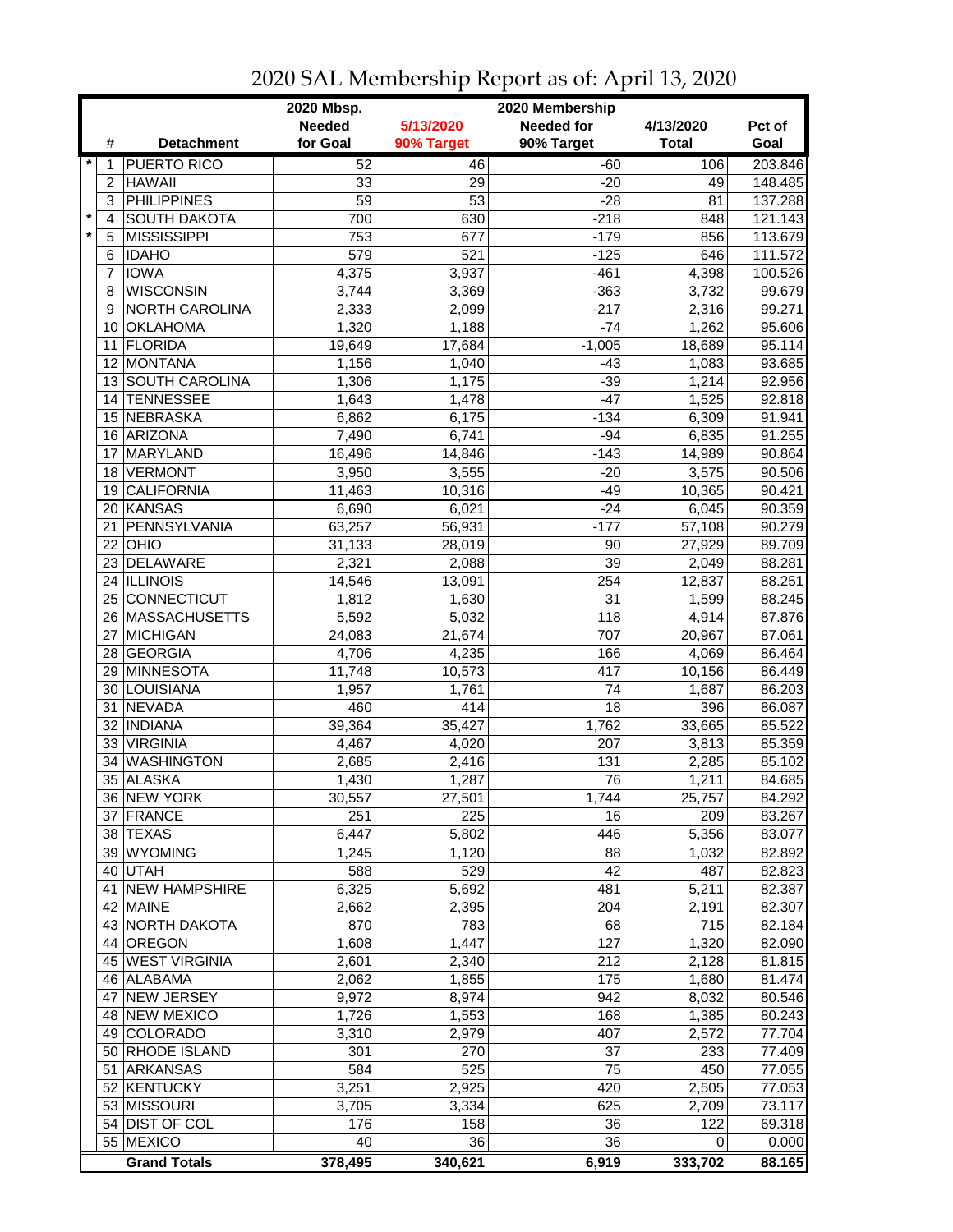# 2020 SAL Membership Report as of: April 13, 2020

| | # | Detachment | 2020 Mbsp. Needed for Goal | 5/13/2020 90% Target | 2020 Membership Needed for 90% Target | 4/13/2020 Total | Pct of Goal |
|---|---|---|---|---|---|---|---|
| * | 1 | PUERTO RICO | 52 | 46 | -60 | 106 | 203.846 |
| | 2 | HAWAII | 33 | 29 | -20 | 49 | 148.485 |
| | 3 | PHILIPPINES | 59 | 53 | -28 | 81 | 137.288 |
| * | 4 | SOUTH DAKOTA | 700 | 630 | -218 | 848 | 121.143 |
| * | 5 | MISSISSIPPI | 753 | 677 | -179 | 856 | 113.679 |
| | 6 | IDAHO | 579 | 521 | -125 | 646 | 111.572 |
| | 7 | IOWA | 4,375 | 3,937 | -461 | 4,398 | 100.526 |
| | 8 | WISCONSIN | 3,744 | 3,369 | -363 | 3,732 | 99.679 |
| | 9 | NORTH CAROLINA | 2,333 | 2,099 | -217 | 2,316 | 99.271 |
| | 10 | OKLAHOMA | 1,320 | 1,188 | -74 | 1,262 | 95.606 |
| | 11 | FLORIDA | 19,649 | 17,684 | -1,005 | 18,689 | 95.114 |
| | 12 | MONTANA | 1,156 | 1,040 | -43 | 1,083 | 93.685 |
| | 13 | SOUTH CAROLINA | 1,306 | 1,175 | -39 | 1,214 | 92.956 |
| | 14 | TENNESSEE | 1,643 | 1,478 | -47 | 1,525 | 92.818 |
| | 15 | NEBRASKA | 6,862 | 6,175 | -134 | 6,309 | 91.941 |
| | 16 | ARIZONA | 7,490 | 6,741 | -94 | 6,835 | 91.255 |
| | 17 | MARYLAND | 16,496 | 14,846 | -143 | 14,989 | 90.864 |
| | 18 | VERMONT | 3,950 | 3,555 | -20 | 3,575 | 90.506 |
| | 19 | CALIFORNIA | 11,463 | 10,316 | -49 | 10,365 | 90.421 |
| | 20 | KANSAS | 6,690 | 6,021 | -24 | 6,045 | 90.359 |
| | 21 | PENNSYLVANIA | 63,257 | 56,931 | -177 | 57,108 | 90.279 |
| | 22 | OHIO | 31,133 | 28,019 | 90 | 27,929 | 89.709 |
| | 23 | DELAWARE | 2,321 | 2,088 | 39 | 2,049 | 88.281 |
| | 24 | ILLINOIS | 14,546 | 13,091 | 254 | 12,837 | 88.251 |
| | 25 | CONNECTICUT | 1,812 | 1,630 | 31 | 1,599 | 88.245 |
| | 26 | MASSACHUSETTS | 5,592 | 5,032 | 118 | 4,914 | 87.876 |
| | 27 | MICHIGAN | 24,083 | 21,674 | 707 | 20,967 | 87.061 |
| | 28 | GEORGIA | 4,706 | 4,235 | 166 | 4,069 | 86.464 |
| | 29 | MINNESOTA | 11,748 | 10,573 | 417 | 10,156 | 86.449 |
| | 30 | LOUISIANA | 1,957 | 1,761 | 74 | 1,687 | 86.203 |
| | 31 | NEVADA | 460 | 414 | 18 | 396 | 86.087 |
| | 32 | INDIANA | 39,364 | 35,427 | 1,762 | 33,665 | 85.522 |
| | 33 | VIRGINIA | 4,467 | 4,020 | 207 | 3,813 | 85.359 |
| | 34 | WASHINGTON | 2,685 | 2,416 | 131 | 2,285 | 85.102 |
| | 35 | ALASKA | 1,430 | 1,287 | 76 | 1,211 | 84.685 |
| | 36 | NEW YORK | 30,557 | 27,501 | 1,744 | 25,757 | 84.292 |
| | 37 | FRANCE | 251 | 225 | 16 | 209 | 83.267 |
| | 38 | TEXAS | 6,447 | 5,802 | 446 | 5,356 | 83.077 |
| | 39 | WYOMING | 1,245 | 1,120 | 88 | 1,032 | 82.892 |
| | 40 | UTAH | 588 | 529 | 42 | 487 | 82.823 |
| | 41 | NEW HAMPSHIRE | 6,325 | 5,692 | 481 | 5,211 | 82.387 |
| | 42 | MAINE | 2,662 | 2,395 | 204 | 2,191 | 82.307 |
| | 43 | NORTH DAKOTA | 870 | 783 | 68 | 715 | 82.184 |
| | 44 | OREGON | 1,608 | 1,447 | 127 | 1,320 | 82.090 |
| | 45 | WEST VIRGINIA | 2,601 | 2,340 | 212 | 2,128 | 81.815 |
| | 46 | ALABAMA | 2,062 | 1,855 | 175 | 1,680 | 81.474 |
| | 47 | NEW JERSEY | 9,972 | 8,974 | 942 | 8,032 | 80.546 |
| | 48 | NEW MEXICO | 1,726 | 1,553 | 168 | 1,385 | 80.243 |
| | 49 | COLORADO | 3,310 | 2,979 | 407 | 2,572 | 77.704 |
| | 50 | RHODE ISLAND | 301 | 270 | 37 | 233 | 77.409 |
| | 51 | ARKANSAS | 584 | 525 | 75 | 450 | 77.055 |
| | 52 | KENTUCKY | 3,251 | 2,925 | 420 | 2,505 | 77.053 |
| | 53 | MISSOURI | 3,705 | 3,334 | 625 | 2,709 | 73.117 |
| | 54 | DIST OF COL | 176 | 158 | 36 | 122 | 69.318 |
| | 55 | MEXICO | 40 | 36 | 36 | 0 | 0.000 |
| | | **Grand Totals** | **378,495** | **340,621** | **6,919** | **333,702** | **88.165** |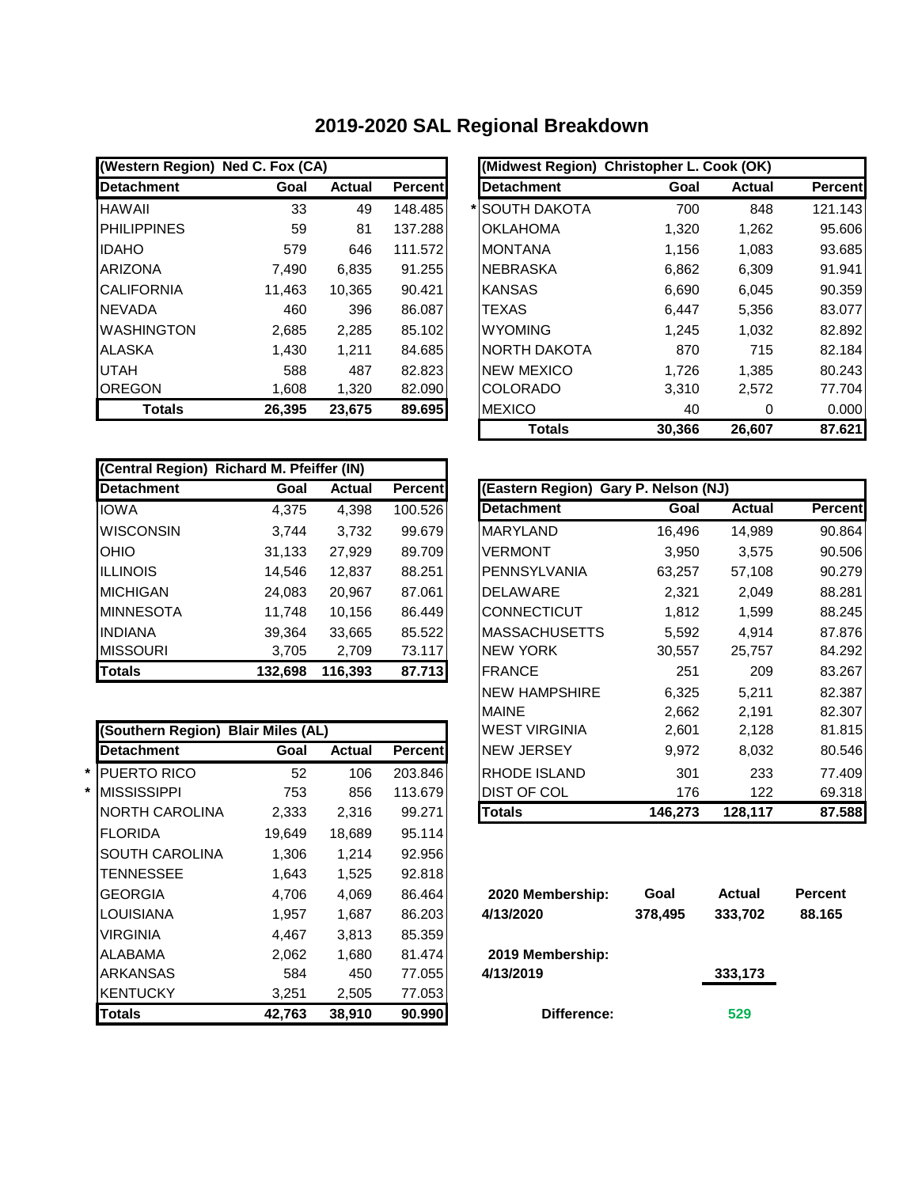# 2019-2020 SAL Regional Breakdown

| (Western Region) Ned C. Fox (CA) | | | |
|---|---|---|---|
| Detachment | Goal | Actual | Percent |
| HAWAII | 33 | 49 | 148.485 |
| PHILIPPINES | 59 | 81 | 137.288 |
| IDAHO | 579 | 646 | 111.572 |
| ARIZONA | 7,490 | 6,835 | 91.255 |
| CALIFORNIA | 11,463 | 10,365 | 90.421 |
| NEVADA | 460 | 396 | 86.087 |
| WASHINGTON | 2,685 | 2,285 | 85.102 |
| ALASKA | 1,430 | 1,211 | 84.685 |
| UTAH | 588 | 487 | 82.823 |
| OREGON | 1,608 | 1,320 | 82.090 |
| Totals | 26,395 | 23,675 | 89.695 |

| | (Midwest Region) Christopher L. Cook (OK) | | | |
|---|---|---|---|---|
| | Detachment | Goal | Actual | Percent |
| * | SOUTH DAKOTA | 700 | 848 | 121.143 |
| | OKLAHOMA | 1,320 | 1,262 | 95.606 |
| | MONTANA | 1,156 | 1,083 | 93.685 |
| | NEBRASKA | 6,862 | 6,309 | 91.941 |
| | KANSAS | 6,690 | 6,045 | 90.359 |
| | TEXAS | 6,447 | 5,356 | 83.077 |
| | WYOMING | 1,245 | 1,032 | 82.892 |
| | NORTH DAKOTA | 870 | 715 | 82.184 |
| | NEW MEXICO | 1,726 | 1,385 | 80.243 |
| | COLORADO | 3,310 | 2,572 | 77.704 |
| | MEXICO | 40 | 0 | 0.000 |
| | Totals | 30,366 | 26,607 | 87.621 |

| (Central Region) Richard M. Pfeiffer (IN) | | | |
|---|---|---|---|
| Detachment | Goal | Actual | Percent |
| IOWA | 4,375 | 4,398 | 100.526 |
| WISCONSIN | 3,744 | 3,732 | 99.679 |
| OHIO | 31,133 | 27,929 | 89.709 |
| ILLINOIS | 14,546 | 12,837 | 88.251 |
| MICHIGAN | 24,083 | 20,967 | 87.061 |
| MINNESOTA | 11,748 | 10,156 | 86.449 |
| INDIANA | 39,364 | 33,665 | 85.522 |
| MISSOURI | 3,705 | 2,709 | 73.117 |
| Totals | 132,698 | 116,393 | 87.713 |

| (Eastern Region) Gary P. Nelson (NJ) | | | |
|---|---|---|---|
| Detachment | Goal | Actual | Percent |
| MARYLAND | 16,496 | 14,989 | 90.864 |
| VERMONT | 3,950 | 3,575 | 90.506 |
| PENNSYLVANIA | 63,257 | 57,108 | 90.279 |
| DELAWARE | 2,321 | 2,049 | 88.281 |
| CONNECTICUT | 1,812 | 1,599 | 88.245 |
| MASSACHUSETTS | 5,592 | 4,914 | 87.876 |
| NEW YORK | 30,557 | 25,757 | 84.292 |
| FRANCE | 251 | 209 | 83.267 |
| NEW HAMPSHIRE | 6,325 | 5,211 | 82.387 |
| MAINE | 2,662 | 2,191 | 82.307 |
| WEST VIRGINIA | 2,601 | 2,128 | 81.815 |
| NEW JERSEY | 9,972 | 8,032 | 80.546 |
| RHODE ISLAND | 301 | 233 | 77.409 |
| DIST OF COL | 176 | 122 | 69.318 |
| Totals | 146,273 | 128,117 | 87.588 |

| | (Southern Region) Blair Miles (AL) | | | |
|---|---|---|---|---|
| | Detachment | Goal | Actual | Percent |
| * | PUERTO RICO | 52 | 106 | 203.846 |
| * | MISSISSIPPI | 753 | 856 | 113.679 |
| | NORTH CAROLINA | 2,333 | 2,316 | 99.271 |
| | FLORIDA | 19,649 | 18,689 | 95.114 |
| | SOUTH CAROLINA | 1,306 | 1,214 | 92.956 |
| | TENNESSEE | 1,643 | 1,525 | 92.818 |
| | GEORGIA | 4,706 | 4,069 | 86.464 |
| | LOUISIANA | 1,957 | 1,687 | 86.203 |
| | VIRGINIA | 4,467 | 3,813 | 85.359 |
| | ALABAMA | 2,062 | 1,680 | 81.474 |
| | ARKANSAS | 584 | 450 | 77.055 |
| | KENTUCKY | 3,251 | 2,505 | 77.053 |
| | Totals | 42,763 | 38,910 | 90.990 |

| 2020 Membership: | Goal | Actual | Percent |
|---|---|---|---|
| 4/13/2020 | 378,495 | 333,702 | 88.165 |
| 2019 Membership: | | | |
| 4/13/2019 | | 333,173 | |
| Difference: | | 529 | |